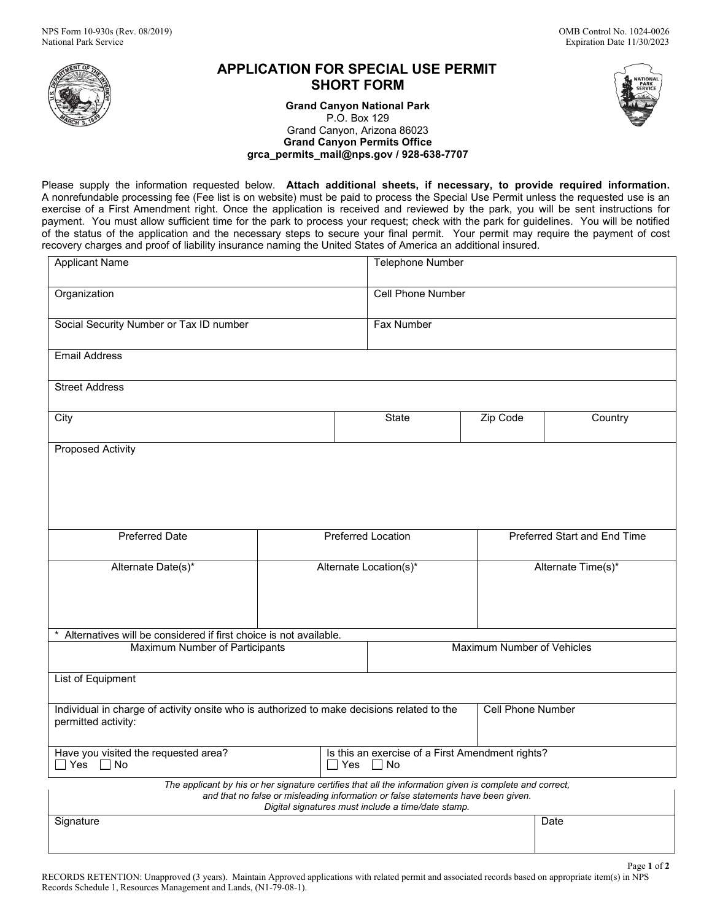NPS Form 10-930s (Rev. 08/2019)
National Park Service

OMB Control No. 1024-0026
Expiration Date 11/30/2023

# APPLICATION FOR SPECIAL USE PERMIT
## SHORT FORM

**Grand Canyon National Park**
P.O. Box 129
Grand Canyon, Arizona 86023
**Grand Canyon Permits Office**
**grca_permits_mail@nps.gov / 928-638-7707**

Please supply the information requested below. **Attach additional sheets, if necessary, to provide required information.** A nonrefundable processing fee (Fee list is on website) must be paid to process the Special Use Permit unless the requested use is an exercise of a First Amendment right. Once the application is received and reviewed by the park, you will be sent instructions for payment. You must allow sufficient time for the park to process your request; check with the park for guidelines. You will be notified of the status of the application and the necessary steps to secure your final permit. Your permit may require the payment of cost recovery charges and proof of liability insurance naming the United States of America an additional insured.

| Applicant Name | Telephone Number |
|---|---|
| Organization | Cell Phone Number |
| Social Security Number or Tax ID number | Fax Number |

| Email Address |
|---|
| Street Address |

| City | State | Zip Code | Country |
|---|---|---|---|
| | | | |

| Proposed Activity |
|---|
| |

| Preferred Date | Preferred Location | Preferred Start and End Time |
|---|---|---|
| | | |
| **Alternate Date(s)*** | **Alternate Location(s)*** | **Alternate Time(s)*** |
| | | |

\* Alternatives will be considered if first choice is not available.

| Maximum Number of Participants | Maximum Number of Vehicles |
|---|---|
| | |

| List of Equipment |
|---|
| |

| Individual in charge of activity onsite who is authorized to make decisions related to the permitted activity: | Cell Phone Number |
|---|---|
| | |

| Have you visited the requested area? ☐ Yes ☐ No | Is this an exercise of a First Amendment rights? ☐ Yes ☐ No |
|---|---|

*The applicant by his or her signature certifies that all the information given is complete and correct, and that no false or misleading information or false statements have been given. Digital signatures must include a time/date stamp.*

| Signature | Date |
|---|---|
| | |

RECORDS RETENTION: Unapproved (3 years). Maintain Approved applications with related permit and associated records based on appropriate item(s) in NPS Records Schedule 1, Resources Management and Lands, (N1-79-08-1).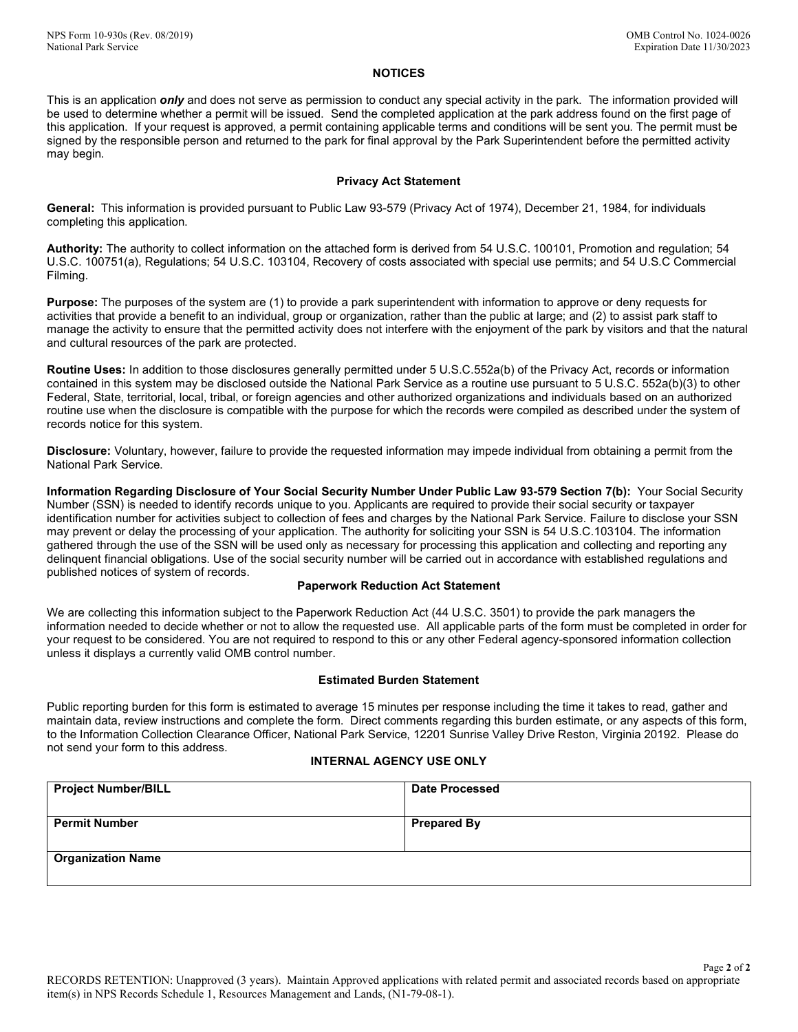## NOTICES

This is an application ***only*** and does not serve as permission to conduct any special activity in the park. The information provided will be used to determine whether a permit will be issued. Send the completed application at the park address found on the first page of this application. If your request is approved, a permit containing applicable terms and conditions will be sent you. The permit must be signed by the responsible person and returned to the park for final approval by the Park Superintendent before the permitted activity may begin.

### Privacy Act Statement

**General:** This information is provided pursuant to Public Law 93-579 (Privacy Act of 1974), December 21, 1984, for individuals completing this application.

**Authority:** The authority to collect information on the attached form is derived from 54 U.S.C. 100101, Promotion and regulation; 54 U.S.C. 100751(a), Regulations; 54 U.S.C. 103104, Recovery of costs associated with special use permits; and 54 U.S.C Commercial Filming.

**Purpose:** The purposes of the system are (1) to provide a park superintendent with information to approve or deny requests for activities that provide a benefit to an individual, group or organization, rather than the public at large; and (2) to assist park staff to manage the activity to ensure that the permitted activity does not interfere with the enjoyment of the park by visitors and that the natural and cultural resources of the park are protected.

**Routine Uses:** In addition to those disclosures generally permitted under 5 U.S.C.552a(b) of the Privacy Act, records or information contained in this system may be disclosed outside the National Park Service as a routine use pursuant to 5 U.S.C. 552a(b)(3) to other Federal, State, territorial, local, tribal, or foreign agencies and other authorized organizations and individuals based on an authorized routine use when the disclosure is compatible with the purpose for which the records were compiled as described under the system of records notice for this system.

**Disclosure:** Voluntary, however, failure to provide the requested information may impede individual from obtaining a permit from the National Park Service.

**Information Regarding Disclosure of Your Social Security Number Under Public Law 93-579 Section 7(b):** Your Social Security Number (SSN) is needed to identify records unique to you. Applicants are required to provide their social security or taxpayer identification number for activities subject to collection of fees and charges by the National Park Service. Failure to disclose your SSN may prevent or delay the processing of your application. The authority for soliciting your SSN is 54 U.S.C.103104. The information gathered through the use of the SSN will be used only as necessary for processing this application and collecting and reporting any delinquent financial obligations. Use of the social security number will be carried out in accordance with established regulations and published notices of system of records.

### Paperwork Reduction Act Statement

We are collecting this information subject to the Paperwork Reduction Act (44 U.S.C. 3501) to provide the park managers the information needed to decide whether or not to allow the requested use. All applicable parts of the form must be completed in order for your request to be considered. You are not required to respond to this or any other Federal agency-sponsored information collection unless it displays a currently valid OMB control number.

### Estimated Burden Statement

Public reporting burden for this form is estimated to average 15 minutes per response including the time it takes to read, gather and maintain data, review instructions and complete the form. Direct comments regarding this burden estimate, or any aspects of this form, to the Information Collection Clearance Officer, National Park Service, 12201 Sunrise Valley Drive Reston, Virginia 20192. Please do not send your form to this address.

### INTERNAL AGENCY USE ONLY

| | |
|---|---|
| **Project Number/BILL** | **Date Processed** |
| **Permit Number** | **Prepared By** |
| **Organization Name** | |

RECORDS RETENTION: Unapproved (3 years). Maintain Approved applications with related permit and associated records based on appropriate item(s) in NPS Records Schedule 1, Resources Management and Lands, (N1-79-08-1).